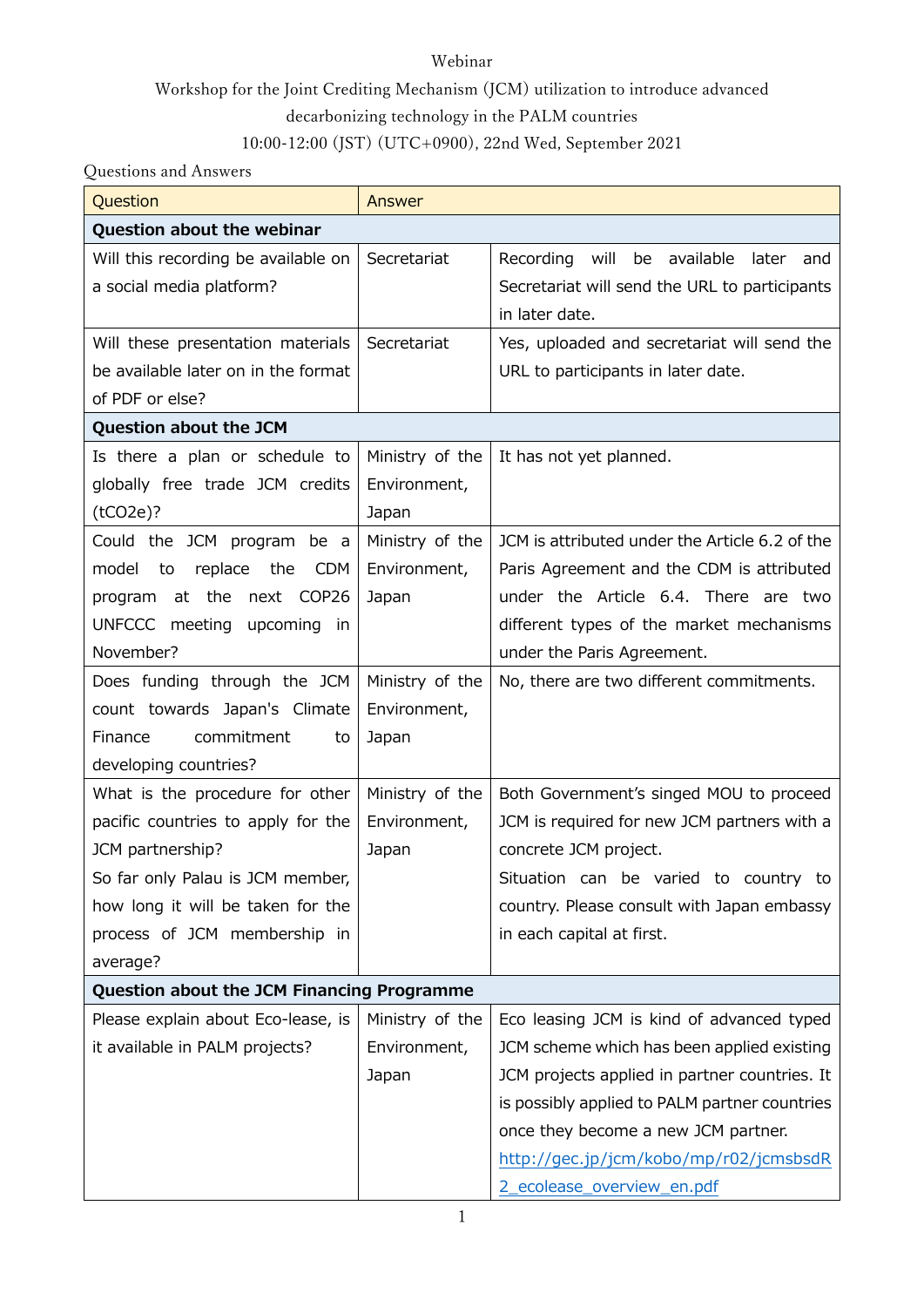Webinar

Workshop for the Joint Crediting Mechanism (JCM) utilization to introduce advanced decarbonizing technology in the PALM countries

10:00-12:00 (JST) (UTC+0900), 22nd Wed, September 2021

Questions and Answers

| Question | Answer | |
|---|---|---|
| **Question about the webinar** | | |
| Will this recording be available on a social media platform? | Secretariat | Recording will be available later and Secretariat will send the URL to participants in later date. |
| Will these presentation materials be available later on in the format of PDF or else? | Secretariat | Yes, uploaded and secretariat will send the URL to participants in later date. |
| **Question about the JCM** | | |
| Is there a plan or schedule to globally free trade JCM credits (tCO2e)? | Ministry of the Environment, Japan | It has not yet planned. |
| Could the JCM program be a model to replace the CDM program at the next COP26 UNFCCC meeting upcoming in November? | Ministry of the Environment, Japan | JCM is attributed under the Article 6.2 of the Paris Agreement and the CDM is attributed under the Article 6.4. There are two different types of the market mechanisms under the Paris Agreement. |
| Does funding through the JCM count towards Japan's Climate Finance commitment to developing countries? | Ministry of the Environment, Japan | No, there are two different commitments. |
| What is the procedure for other pacific countries to apply for the JCM partnership?<br>So far only Palau is JCM member, how long it will be taken for the process of JCM membership in average? | Ministry of the Environment, Japan | Both Government's singed MOU to proceed JCM is required for new JCM partners with a concrete JCM project.<br>Situation can be varied to country to country. Please consult with Japan embassy in each capital at first. |
| **Question about the JCM Financing Programme** | | |
| Please explain about Eco-lease, is it available in PALM projects? | Ministry of the Environment, Japan | Eco leasing JCM is kind of advanced typed JCM scheme which has been applied existing JCM projects applied in partner countries. It is possibly applied to PALM partner countries once they become a new JCM partner.<br>http://gec.jp/jcm/kobo/mp/r02/jcmsbsdR2_ecolease_overview_en.pdf |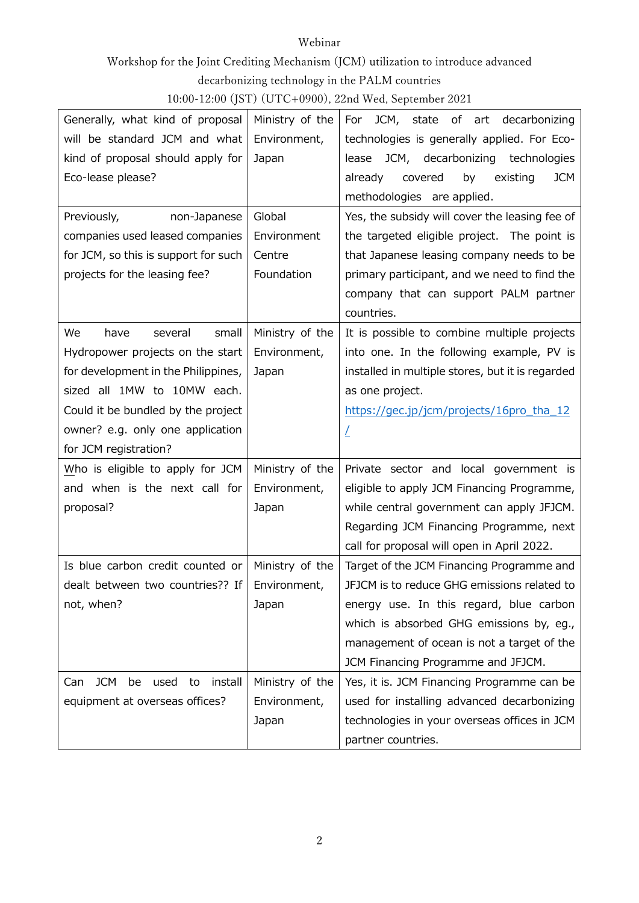Webinar

Workshop for the Joint Crediting Mechanism (JCM) utilization to introduce advanced decarbonizing technology in the PALM countries

10:00-12:00 (JST) (UTC+0900), 22nd Wed, September 2021

| | | |
|---|---|---|
| Generally, what kind of proposal will be standard JCM and what kind of proposal should apply for Eco-lease please? | Ministry of the Environment, Japan | For JCM, state of art decarbonizing technologies is generally applied. For Eco-lease JCM, decarbonizing technologies already covered by existing JCM methodologies are applied. |
| Previously, non-Japanese companies used leased companies for JCM, so this is support for such projects for the leasing fee? | Global Environment Centre Foundation | Yes, the subsidy will cover the leasing fee of the targeted eligible project. The point is that Japanese leasing company needs to be primary participant, and we need to find the company that can support PALM partner countries. |
| We have several small Hydropower projects on the start for development in the Philippines, sized all 1MW to 10MW each. Could it be bundled by the project owner? e.g. only one application for JCM registration? | Ministry of the Environment, Japan | It is possible to combine multiple projects into one. In the following example, PV is installed in multiple stores, but it is regarded as one project. https://gec.jp/jcm/projects/16pro_tha_12/ |
| Who is eligible to apply for JCM and when is the next call for proposal? | Ministry of the Environment, Japan | Private sector and local government is eligible to apply JCM Financing Programme, while central government can apply JFJCM. Regarding JCM Financing Programme, next call for proposal will open in April 2022. |
| Is blue carbon credit counted or dealt between two countries?? If not, when? | Ministry of the Environment, Japan | Target of the JCM Financing Programme and JFJCM is to reduce GHG emissions related to energy use. In this regard, blue carbon which is absorbed GHG emissions by, eg., management of ocean is not a target of the JCM Financing Programme and JFJCM. |
| Can JCM be used to install equipment at overseas offices? | Ministry of the Environment, Japan | Yes, it is. JCM Financing Programme can be used for installing advanced decarbonizing technologies in your overseas offices in JCM partner countries. |